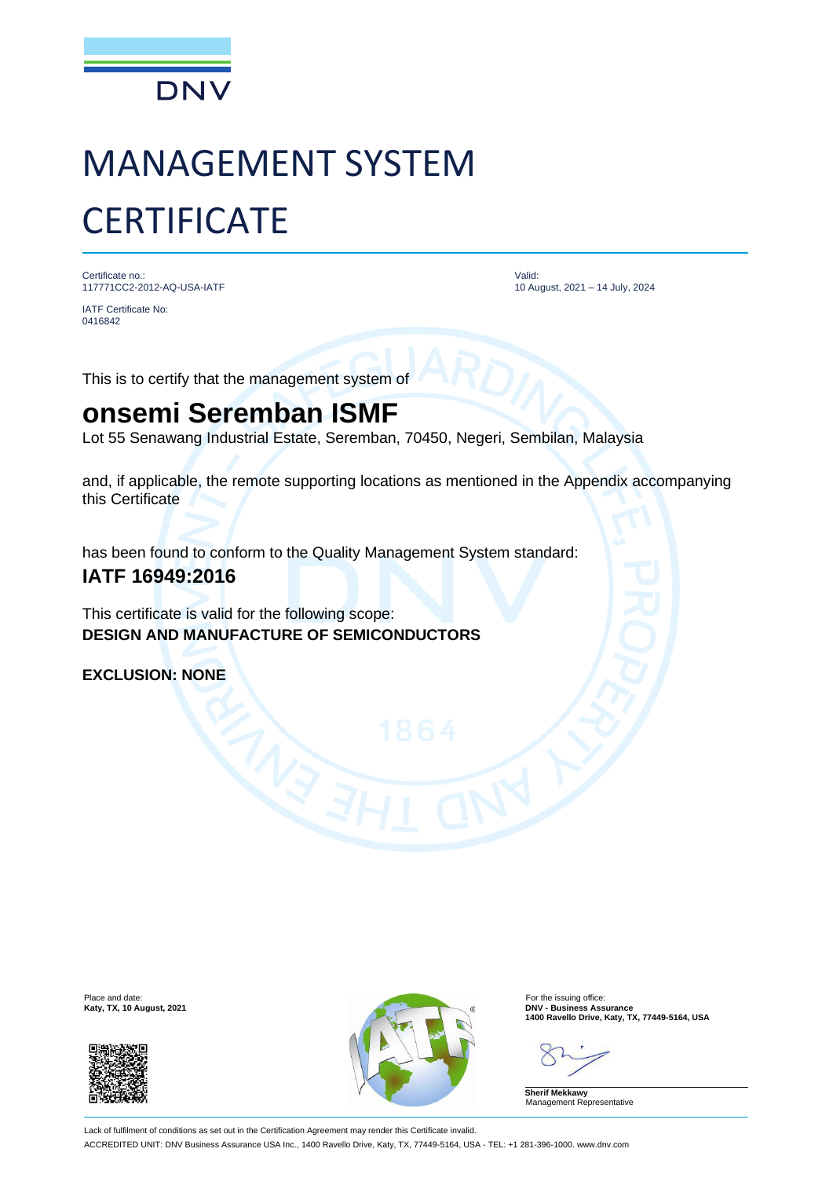DNV

# MANAGEMENT SYSTEM CERTIFICATE

Certificate no.:
117771CC2-2012-AQ-USA-IATF

IATF Certificate No:
0416842

Valid:
10 August, 2021 – 14 July, 2024

This is to certify that the management system of

## onsemi Seremban ISMF

Lot 55 Senawang Industrial Estate, Seremban, 70450, Negeri, Sembilan, Malaysia

and, if applicable, the remote supporting locations as mentioned in the Appendix accompanying this Certificate

has been found to conform to the Quality Management System standard:

**IATF 16949:2016**

This certificate is valid for the following scope:
**DESIGN AND MANUFACTURE OF SEMICONDUCTORS**

**EXCLUSION: NONE**

Place and date:
**Katy, TX, 10 August, 2021**

For the issuing office:
**DNV - Business Assurance**
**1400 Ravello Drive, Katy, TX, 77449-5164, USA**

**Sherif Mekkawy**
Management Representative

Lack of fulfilment of conditions as set out in the Certification Agreement may render this Certificate invalid.

ACCREDITED UNIT: DNV Business Assurance USA Inc., 1400 Ravello Drive, Katy, TX, 77449-5164, USA - TEL: +1 281-396-1000. www.dnv.com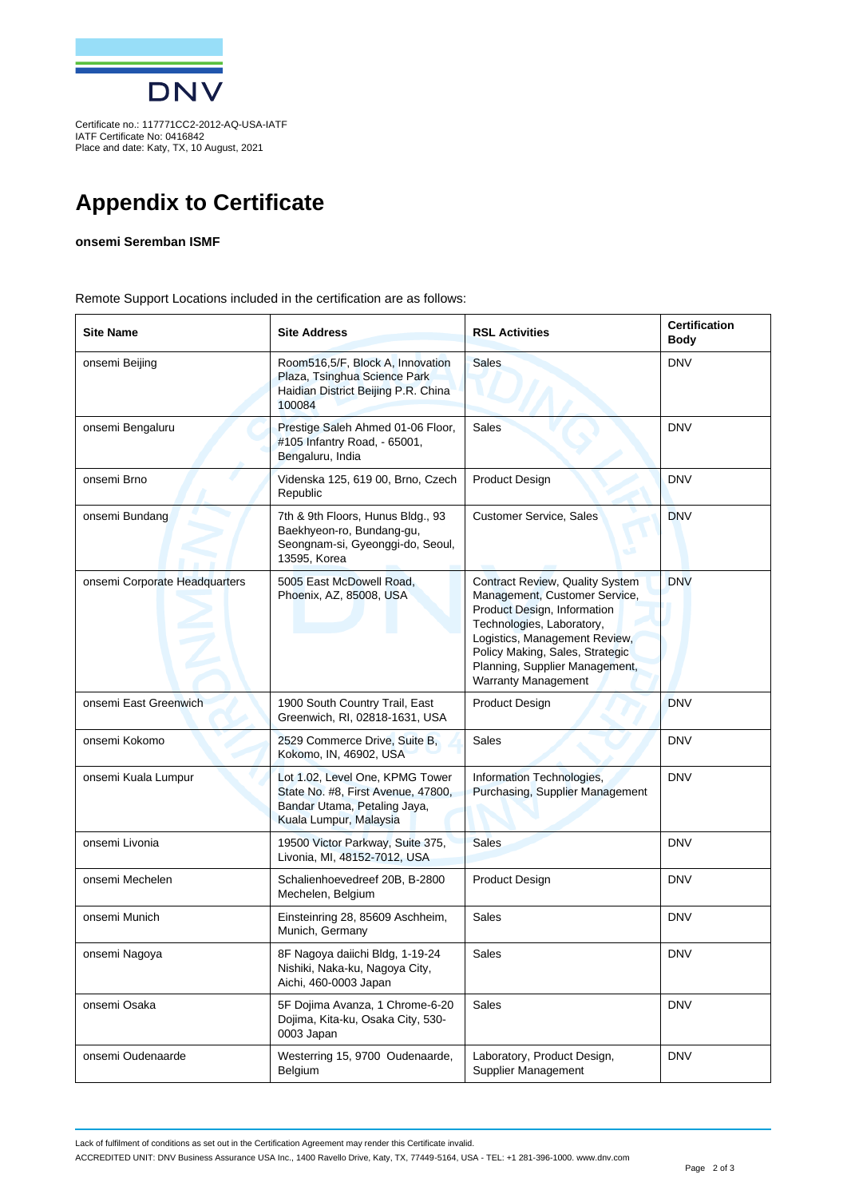Certificate no.: 117771CC2-2012-AQ-USA-IATF
IATF Certificate No: 0416842
Place and date: Katy, TX, 10 August, 2021

# Appendix to Certificate

**onsemi Seremban ISMF**

Remote Support Locations included in the certification are as follows:

| Site Name | Site Address | RSL Activities | Certification Body |
|---|---|---|---|
| onsemi Beijing | Room516,5/F, Block A, Innovation Plaza, Tsinghua Science Park Haidian District Beijing P.R. China 100084 | Sales | DNV |
| onsemi Bengaluru | Prestige Saleh Ahmed 01-06 Floor, #105 Infantry Road, - 65001, Bengaluru, India | Sales | DNV |
| onsemi Brno | Videnska 125, 619 00, Brno, Czech Republic | Product Design | DNV |
| onsemi Bundang | 7th & 9th Floors, Hunus Bldg., 93 Baekhyeon-ro, Bundang-gu, Seongnam-si, Gyeonggi-do, Seoul, 13595, Korea | Customer Service, Sales | DNV |
| onsemi Corporate Headquarters | 5005 East McDowell Road, Phoenix, AZ, 85008, USA | Contract Review, Quality System Management, Customer Service, Product Design, Information Technologies, Laboratory, Logistics, Management Review, Policy Making, Sales, Strategic Planning, Supplier Management, Warranty Management | DNV |
| onsemi East Greenwich | 1900 South Country Trail, East Greenwich, RI, 02818-1631, USA | Product Design | DNV |
| onsemi Kokomo | 2529 Commerce Drive, Suite B, Kokomo, IN, 46902, USA | Sales | DNV |
| onsemi Kuala Lumpur | Lot 1.02, Level One, KPMG Tower State No. #8, First Avenue, 47800, Bandar Utama, Petaling Jaya, Kuala Lumpur, Malaysia | Information Technologies, Purchasing, Supplier Management | DNV |
| onsemi Livonia | 19500 Victor Parkway, Suite 375, Livonia, MI, 48152-7012, USA | Sales | DNV |
| onsemi Mechelen | Schalienhoevedreef 20B, B-2800 Mechelen, Belgium | Product Design | DNV |
| onsemi Munich | Einsteinring 28, 85609 Aschheim, Munich, Germany | Sales | DNV |
| onsemi Nagoya | 8F Nagoya daiichi Bldg, 1-19-24 Nishiki, Naka-ku, Nagoya City, Aichi, 460-0003 Japan | Sales | DNV |
| onsemi Osaka | 5F Dojima Avanza, 1 Chrome-6-20 Dojima, Kita-ku, Osaka City, 530-0003 Japan | Sales | DNV |
| onsemi Oudenaarde | Westerring 15, 9700 Oudenaarde, Belgium | Laboratory, Product Design, Supplier Management | DNV |

Lack of fulfilment of conditions as set out in the Certification Agreement may render this Certificate invalid.

ACCREDITED UNIT: DNV Business Assurance USA Inc., 1400 Ravello Drive, Katy, TX, 77449-5164, USA - TEL: +1 281-396-1000. www.dnv.com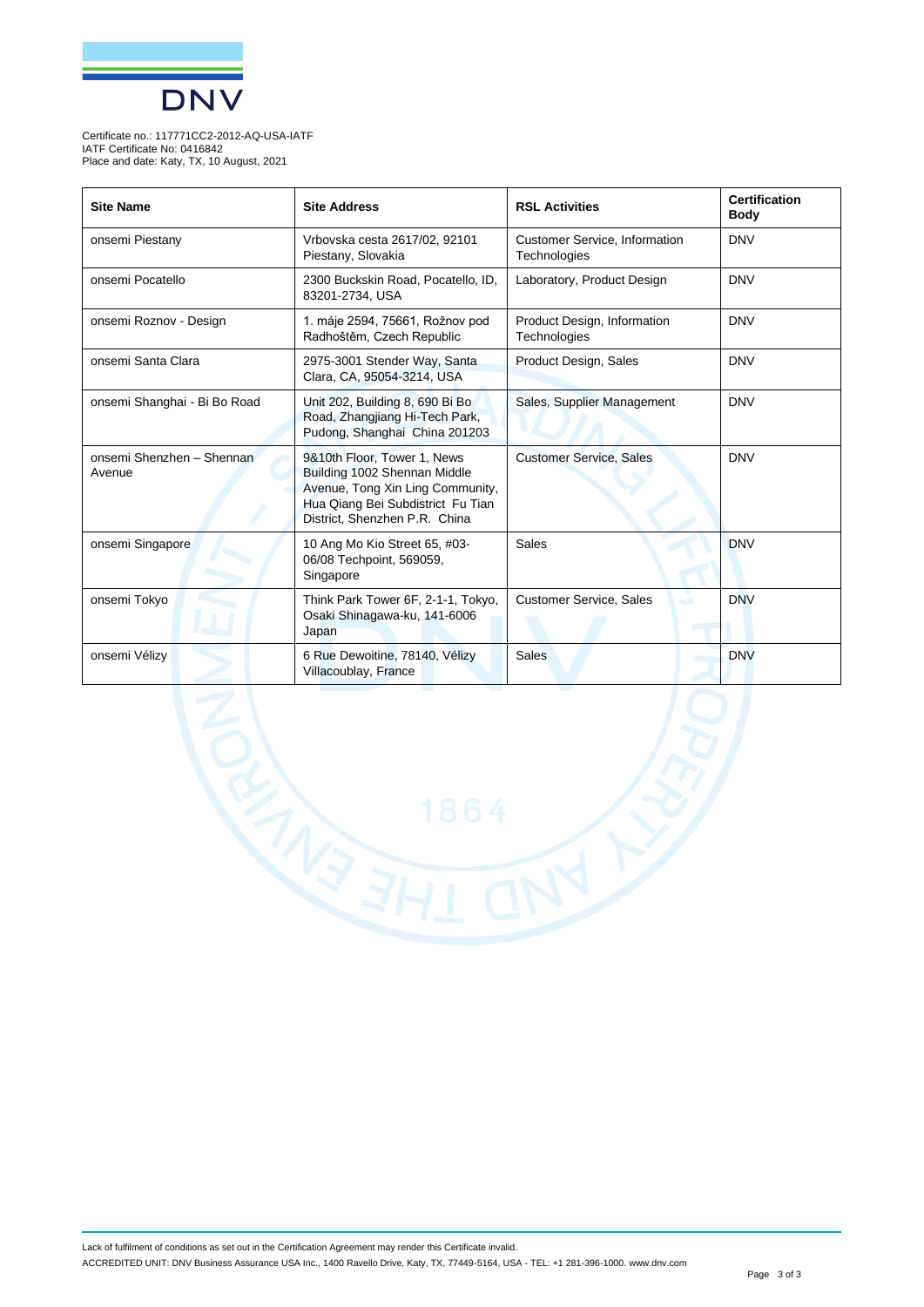Certificate no.: 117771CC2-2012-AQ-USA-IATF
IATF Certificate No: 0416842
Place and date: Katy, TX, 10 August, 2021

| Site Name | Site Address | RSL Activities | Certification Body |
|---|---|---|---|
| onsemi Piestany | Vrbovska cesta 2617/02, 92101 Piestany, Slovakia | Customer Service, Information Technologies | DNV |
| onsemi Pocatello | 2300 Buckskin Road, Pocatello, ID, 83201-2734, USA | Laboratory, Product Design | DNV |
| onsemi Roznov - Design | 1. máje 2594, 75661, Rožnov pod Radhoštěm, Czech Republic | Product Design, Information Technologies | DNV |
| onsemi Santa Clara | 2975-3001 Stender Way, Santa Clara, CA, 95054-3214, USA | Product Design, Sales | DNV |
| onsemi Shanghai - Bi Bo Road | Unit 202, Building 8, 690 Bi Bo Road, Zhangjiang Hi-Tech Park, Pudong, Shanghai China 201203 | Sales, Supplier Management | DNV |
| onsemi Shenzhen – Shennan Avenue | 9&10th Floor, Tower 1, News Building 1002 Shennan Middle Avenue, Tong Xin Ling Community, Hua Qiang Bei Subdistrict Fu Tian District, Shenzhen P.R. China | Customer Service, Sales | DNV |
| onsemi Singapore | 10 Ang Mo Kio Street 65, #03-06/08 Techpoint, 569059, Singapore | Sales | DNV |
| onsemi Tokyo | Think Park Tower 6F, 2-1-1, Tokyo, Osaki Shinagawa-ku, 141-6006 Japan | Customer Service, Sales | DNV |
| onsemi Vélizy | 6 Rue Dewoitine, 78140, Vélizy Villacoublay, France | Sales | DNV |

Lack of fulfilment of conditions as set out in the Certification Agreement may render this Certificate invalid.

ACCREDITED UNIT: DNV Business Assurance USA Inc., 1400 Ravello Drive, Katy, TX, 77449-5164, USA - TEL: +1 281-396-1000. www.dnv.com